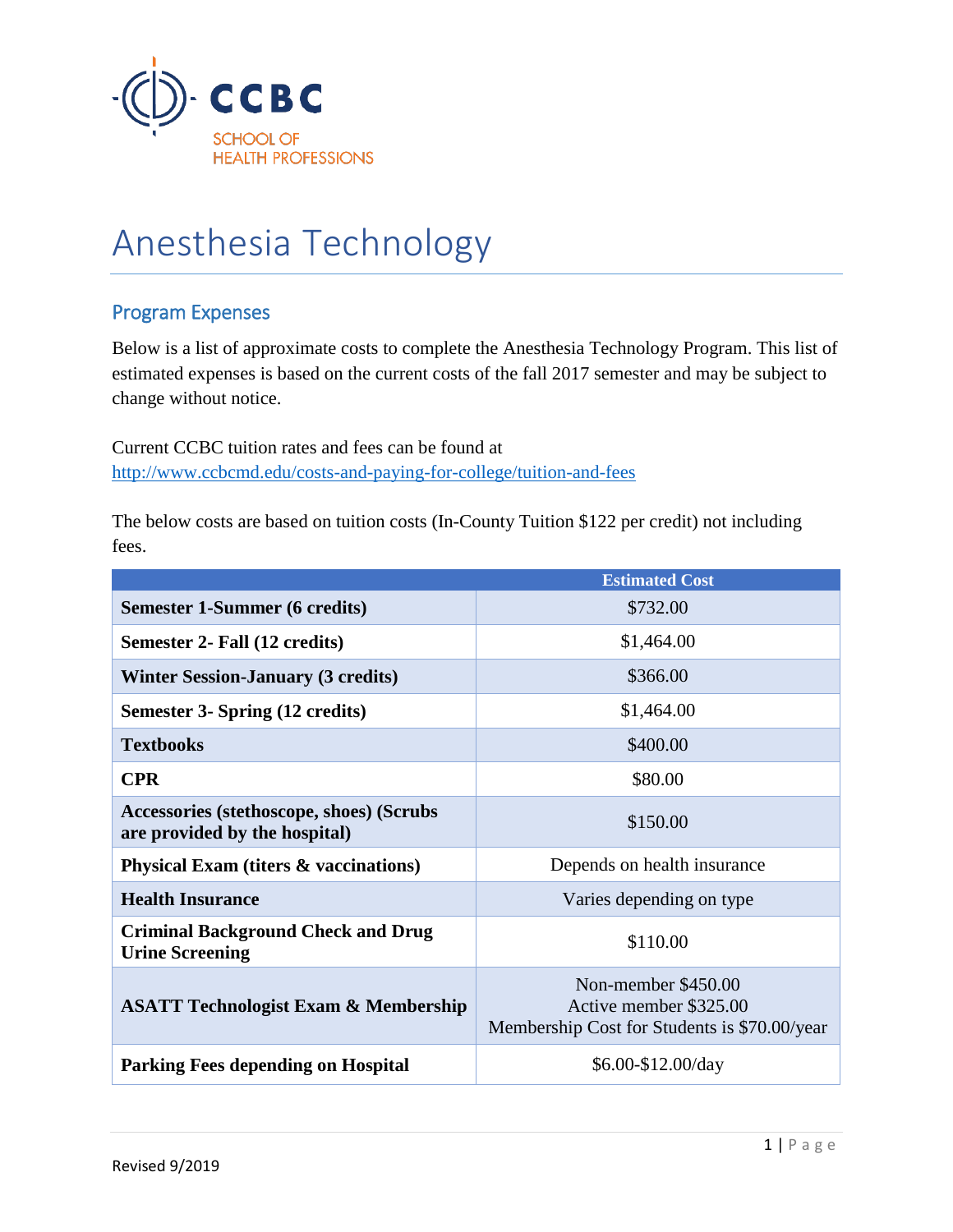CCBC

SCHOOL OF HEALTH PROFESSIONS

# Anesthesia Technology

## Program Expenses

Below is a list of approximate costs to complete the Anesthesia Technology Program. This list of estimated expenses is based on the current costs of the fall 2017 semester and may be subject to change without notice.

Current CCBC tuition rates and fees can be found at http://www.ccbcmd.edu/costs-and-paying-for-college/tuition-and-fees

The below costs are based on tuition costs (In-County Tuition $122 per credit) not including fees.

| | Estimated Cost |
|---|---|
| **Semester 1-Summer (6 credits)** | $732.00 |
| **Semester 2- Fall (12 credits)** | $1,464.00 |
| **Winter Session-January (3 credits)** | $366.00 |
| **Semester 3- Spring (12 credits)** | $1,464.00 |
| **Textbooks** | $400.00 |
| **CPR** | $80.00 |
| **Accessories (stethoscope, shoes) (Scrubs are provided by the hospital)** | $150.00 |
| **Physical Exam (titers & vaccinations)** | Depends on health insurance |
| **Health Insurance** | Varies depending on type |
| **Criminal Background Check and Drug Urine Screening** | $110.00 |
| **ASATT Technologist Exam & Membership** | Non-member $450.00<br>Active member $325.00<br>Membership Cost for Students is $70.00/year |
| **Parking Fees depending on Hospital** | $6.00-$12.00/day |

Revised 9/2019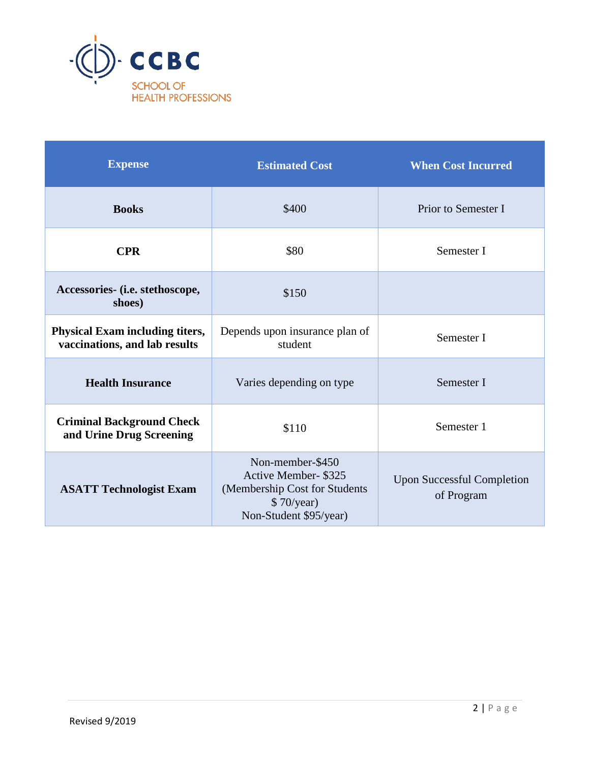CCBC

SCHOOL OF HEALTH PROFESSIONS

| Expense | Estimated Cost | When Cost Incurred |
| --- | --- | --- |
| **Books** | $400 | Prior to Semester I |
| **CPR** | $80 | Semester I |
| **Accessories- (i.e. stethoscope, shoes)** | $150 | |
| **Physical Exam including titers, vaccinations, and lab results** | Depends upon insurance plan of student | Semester I |
| **Health Insurance** | Varies depending on type | Semester I |
| **Criminal Background Check and Urine Drug Screening** | $110 | Semester 1 |
| **ASATT Technologist Exam** | Non-member-$450<br>Active Member- $325<br>(Membership Cost for Students $ 70/year)<br>Non-Student $95/year) | Upon Successful Completion of Program |

Revised 9/2019